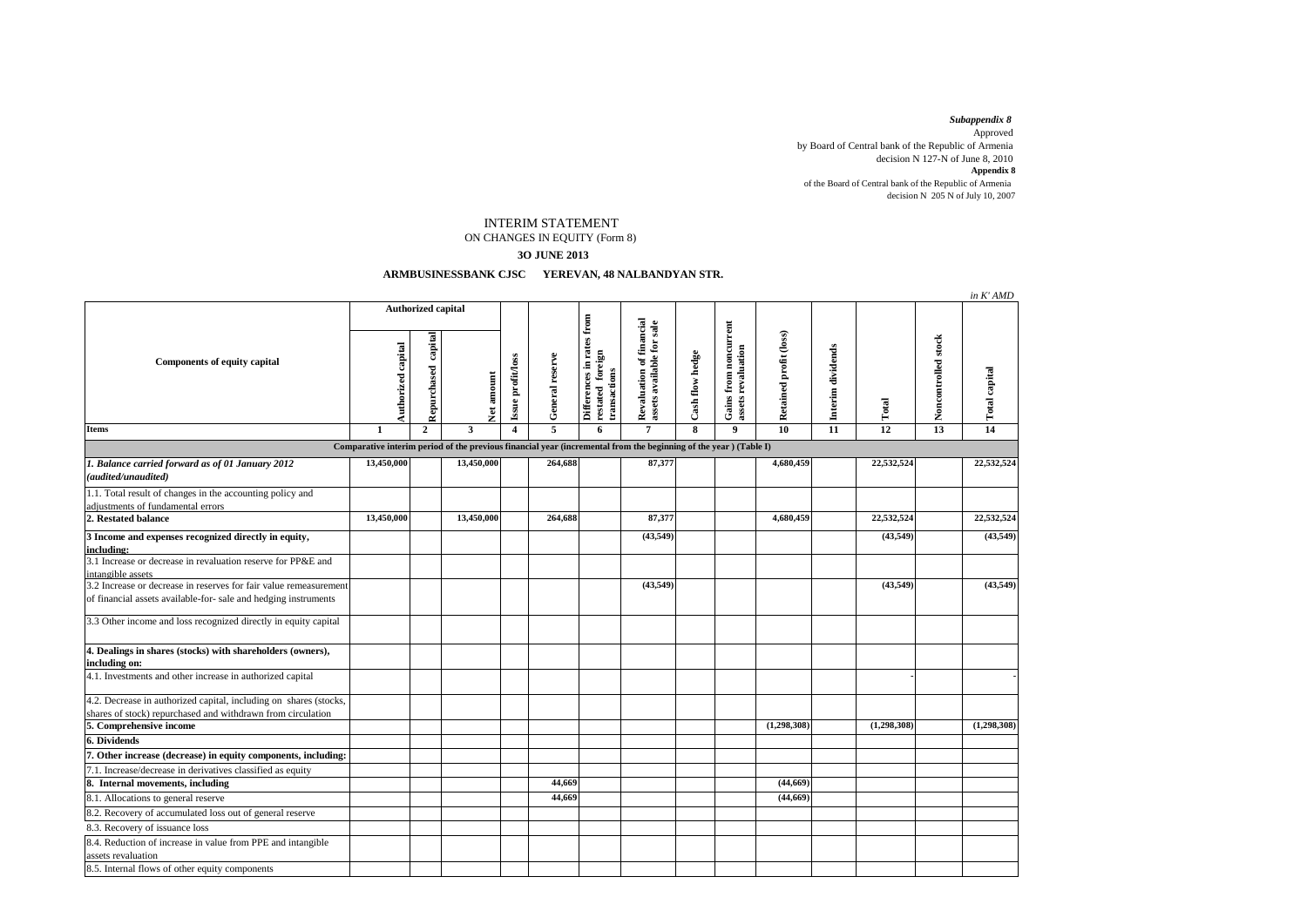*Subappendix 8*
Approved
by Board of Central bank of the Republic of Armenia
decision N 127-N of June 8, 2010
**Appendix 8**
of the Board of Central bank of the Republic of Armenia
decision N 205 N of July 10, 2007

# INTERIM STATEMENT
## ON CHANGES IN EQUITY (Form 8)
### 3O JUNE 2013

**ARMBUSINESSBANK CJSC YEREVAN, 48 NALBANDYAN STR.**

*in K' AMD*

| Components of equity capital | Authorized capital | | | Issue profit/loss | General reserve | Differences in rates from restated foreign transactions | Revaluation of financial assets available for sale | Cash flow hedge | Gains from noncurrent assets revaluation | Retained profit (loss) | Interim dividends | Total | Noncontrolled stock | Total capital |
|---|---|---|---|---|---|---|---|---|---|---|---|---|---|---|
| | Authorized capital | Repurchased capital | Net amount | | | | | | | | | | | |
| **Items** | **1** | **2** | **3** | **4** | **5** | **6** | **7** | **8** | **9** | **10** | **11** | **12** | **13** | **14** |
| **Comparative interim period of the previous financial year (incremental from the beginning of the year ) (Table I)** | | | | | | | | | | | | | | |
| ***1. Balance carried forward as of 01 January 2012 (audited/unaudited)*** | 13,450,000 | | 13,450,000 | | 264,688 | | 87,377 | | | 4,680,459 | | 22,532,524 | | 22,532,524 |
| 1.1. Total result of changes in the accounting policy and adjustments of fundamental errors | | | | | | | | | | | | | | |
| **2. Restated balance** | 13,450,000 | | 13,450,000 | | 264,688 | | 87,377 | | | 4,680,459 | | 22,532,524 | | 22,532,524 |
| **3 Income and expenses recognized directly in equity, including:** | | | | | | | (43,549) | | | | | (43,549) | | (43,549) |
| 3.1 Increase or decrease in revaluation reserve for PP&E and intangible assets | | | | | | | | | | | | | | |
| 3.2 Increase or decrease in reserves for fair value remeasurement of financial assets available-for- sale and hedging instruments | | | | | | | (43,549) | | | | | (43,549) | | (43,549) |
| 3.3 Other income and loss recognized directly in equity capital | | | | | | | | | | | | | | |
| **4. Dealings in shares (stocks) with shareholders (owners), including on:** | | | | | | | | | | | | | | |
| 4.1. Investments and other increase in authorized capital | | | | | | | | | | | | - | | - |
| 4.2. Decrease in authorized capital, including on shares (stocks, shares of stock) repurchased and withdrawn from circulation | | | | | | | | | | | | | | |
| **5. Comprehensive income** | | | | | | | | | | (1,298,308) | | (1,298,308) | | (1,298,308) |
| **6. Dividends** | | | | | | | | | | | | | | |
| **7. Other increase (decrease) in equity components, including:** | | | | | | | | | | | | | | |
| 7.1. Increase/decrease in derivatives classified as equity | | | | | | | | | | | | | | |
| **8. Internal movements, including** | | | | | 44,669 | | | | | (44,669) | | | | |
| 8.1. Allocations to general reserve | | | | | 44,669 | | | | | (44,669) | | | | |
| 8.2. Recovery of accumulated loss out of general reserve | | | | | | | | | | | | | | |
| 8.3. Recovery of issuance loss | | | | | | | | | | | | | | |
| 8.4. Reduction of increase in value from PPE and intangible assets revaluation | | | | | | | | | | | | | | |
| 8.5. Internal flows of other equity components | | | | | | | | | | | | | | |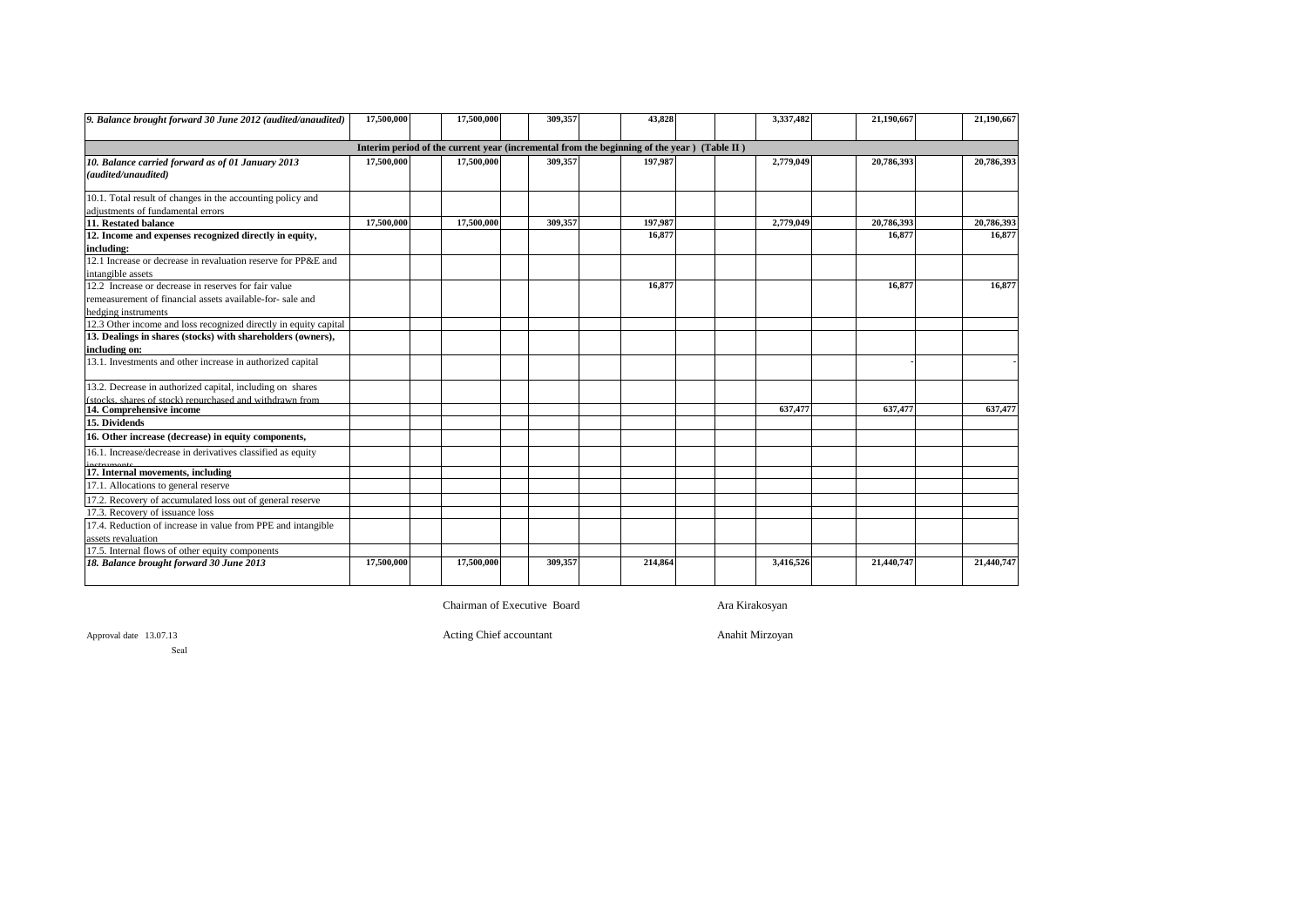| | | | | | | | | | | | | | | |
|---|---|---|---|---|---|---|---|---|---|---|---|---|---|---|
| ***9. Balance brought forward 30 June 2012 (audited/anaudited)*** | **17,500,000** | | **17,500,000** | | **309,357** | | **43,828** | | | **3,337,482** | | **21,190,667** | | **21,190,667** |
| | **Interim period of the current year (incremental from the beginning of the year ) (Table II )** | | | | | | | | | | | | | |
| ***10. Balance carried forward as of 01 January 2013 (audited/unaudited)*** | **17,500,000** | | **17,500,000** | | **309,357** | | **197,987** | | | **2,779,049** | | **20,786,393** | | **20,786,393** |
| 10.1. Total result of changes in the accounting policy and adjustments of fundamental errors | | | | | | | | | | | | | | |
| **11. Restated balance** | **17,500,000** | | **17,500,000** | | **309,357** | | **197,987** | | | **2,779,049** | | **20,786,393** | | **20,786,393** |
| **12. Income and expenses recognized directly in equity, including:** | | | | | | | **16,877** | | | | | **16,877** | | **16,877** |
| 12.1 Increase or decrease in revaluation reserve for PP&E and intangible assets | | | | | | | | | | | | | | |
| 12.2 Increase or decrease in reserves for fair value remeasurement of financial assets available-for- sale and hedging instruments | | | | | | | **16,877** | | | | | **16,877** | | **16,877** |
| 12.3 Other income and loss recognized directly in equity capital | | | | | | | | | | | | | | |
| **13. Dealings in shares (stocks) with shareholders (owners), including on:** | | | | | | | | | | | | | | |
| 13.1. Investments and other increase in authorized capital | | | | | | | | | | | | - | | - |
| 13.2. Decrease in authorized capital, including on shares (stocks, shares of stock) repurchased and withdrawn from | | | | | | | | | | | | | | |
| **14. Comprehensive income** | | | | | | | | | | **637,477** | | **637,477** | | **637,477** |
| **15. Dividends** | | | | | | | | | | | | | | |
| **16. Other increase (decrease) in equity components,** | | | | | | | | | | | | | | |
| 16.1. Increase/decrease in derivatives classified as equity instruments | | | | | | | | | | | | | | |
| **17. Internal movements, including** | | | | | | | | | | | | | | |
| 17.1. Allocations to general reserve | | | | | | | | | | | | | | |
| 17.2. Recovery of accumulated loss out of general reserve | | | | | | | | | | | | | | |
| 17.3. Recovery of issuance loss | | | | | | | | | | | | | | |
| 17.4. Reduction of increase in value from PPE and intangible assets revaluation | | | | | | | | | | | | | | |
| 17.5. Internal flows of other equity components | | | | | | | | | | | | | | |
| ***18. Balance brought forward 30 June 2013*** | **17,500,000** | | **17,500,000** | | **309,357** | | **214,864** | | | **3,416,526** | | **21,440,747** | | **21,440,747** |

Chairman of Executive Board — Ara Kirakosyan

Approval date 13.07.13

Acting Chief accountant — Anahit Mirzoyan

Seal